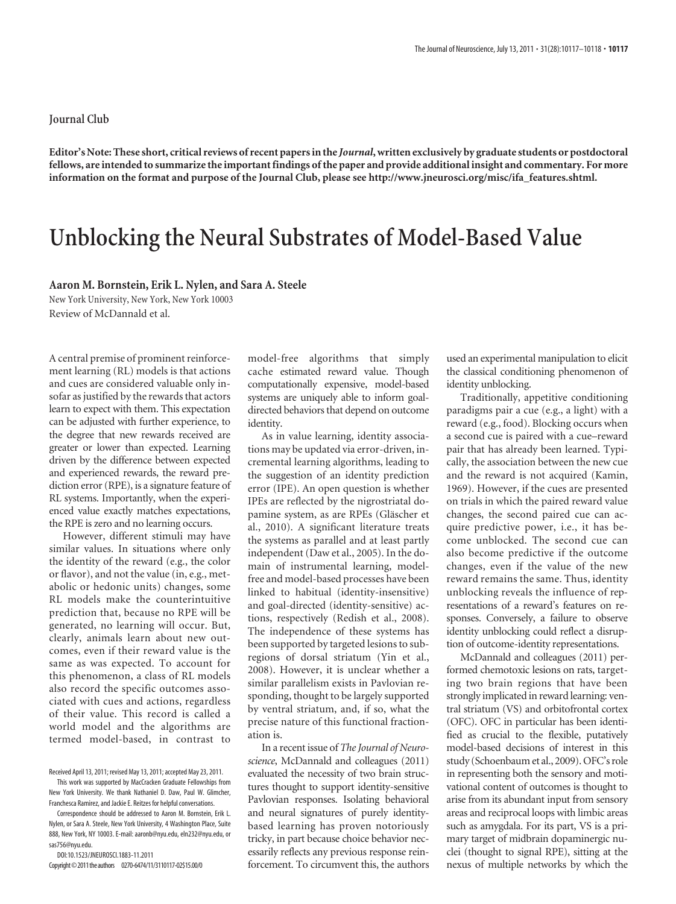Journal Club

**Editor's Note: These short, critical reviews of recent papers in the *Journal*, written exclusively by graduate students or postdoctoral fellows, are intended to summarize the important findings of the paper and provide additional insight and commentary. For more information on the format and purpose of the Journal Club, please see http://www.jneurosci.org/misc/ifa_features.shtml.**

# Unblocking the Neural Substrates of Model-Based Value

**Aaron M. Bornstein, Erik L. Nylen, and Sara A. Steele**

New York University, New York, New York 10003

Review of McDannald et al.

A central premise of prominent reinforcement learning (RL) models is that actions and cues are considered valuable only insofar as justified by the rewards that actors learn to expect with them. This expectation can be adjusted with further experience, to the degree that new rewards received are greater or lower than expected. Learning driven by the difference between expected and experienced rewards, the reward prediction error (RPE), is a signature feature of RL systems. Importantly, when the experienced value exactly matches expectations, the RPE is zero and no learning occurs.

However, different stimuli may have similar values. In situations where only the identity of the reward (e.g., the color or flavor), and not the value (in, e.g., metabolic or hedonic units) changes, some RL models make the counterintuitive prediction that, because no RPE will be generated, no learning will occur. But, clearly, animals learn about new outcomes, even if their reward value is the same as was expected. To account for this phenomenon, a class of RL models also record the specific outcomes associated with cues and actions, regardless of their value. This record is called a world model and the algorithms are termed model-based, in contrast to model-free algorithms that simply cache estimated reward value. Though computationally expensive, model-based systems are uniquely able to inform goal-directed behaviors that depend on outcome identity.

As in value learning, identity associations may be updated via error-driven, incremental learning algorithms, leading to the suggestion of an identity prediction error (IPE). An open question is whether IPEs are reflected by the nigrostriatal dopamine system, as are RPEs (Gläscher et al., 2010). A significant literature treats the systems as parallel and at least partly independent (Daw et al., 2005). In the domain of instrumental learning, model-free and model-based processes have been linked to habitual (identity-insensitive) and goal-directed (identity-sensitive) actions, respectively (Redish et al., 2008). The independence of these systems has been supported by targeted lesions to subregions of dorsal striatum (Yin et al., 2008). However, it is unclear whether a similar parallelism exists in Pavlovian responding, thought to be largely supported by ventral striatum, and, if so, what the precise nature of this functional fractionation is.

In a recent issue of *The Journal of Neuroscience*, McDannald and colleagues (2011) evaluated the necessity of two brain structures thought to support identity-sensitive Pavlovian responses. Isolating behavioral and neural signatures of purely identity-based learning has proven notoriously tricky, in part because choice behavior necessarily reflects any previous response reinforcement. To circumvent this, the authors used an experimental manipulation to elicit the classical conditioning phenomenon of identity unblocking.

Traditionally, appetitive conditioning paradigms pair a cue (e.g., a light) with a reward (e.g., food). Blocking occurs when a second cue is paired with a cue–reward pair that has already been learned. Typically, the association between the new cue and the reward is not acquired (Kamin, 1969). However, if the cues are presented on trials in which the paired reward value changes, the second paired cue can acquire predictive power, i.e., it has become unblocked. The second cue can also become predictive if the outcome changes, even if the value of the new reward remains the same. Thus, identity unblocking reveals the influence of representations of a reward's features on responses. Conversely, a failure to observe identity unblocking could reflect a disruption of outcome-identity representations.

McDannald and colleagues (2011) performed chemotoxic lesions on rats, targeting two brain regions that have been strongly implicated in reward learning: ventral striatum (VS) and orbitofrontal cortex (OFC). OFC in particular has been identified as crucial to the flexible, putatively model-based decisions of interest in this study (Schoenbaum et al., 2009). OFC's role in representing both the sensory and motivational content of outcomes is thought to arise from its abundant input from sensory areas and reciprocal loops with limbic areas such as amygdala. For its part, VS is a primary target of midbrain dopaminergic nuclei (thought to signal RPE), sitting at the nexus of multiple networks by which the

Received April 13, 2011; revised May 13, 2011; accepted May 23, 2011.

This work was supported by MacCracken Graduate Fellowships from New York University. We thank Nathaniel D. Daw, Paul W. Glimcher, Franchesca Ramirez, and Jackie E. Reitzes for helpful conversations.

Correspondence should be addressed to Aaron M. Bornstein, Erik L. Nylen, or Sara A. Steele, New York University, 4 Washington Place, Suite 888, New York, NY 10003. E-mail: aaronb@nyu.edu, eln232@nyu.edu, or sas756@nyu.edu.

DOI:10.1523/JNEUROSCI.1883-11.2011

Copyright © 2011 the authors 0270-6474/11/3110117-02$15.00/0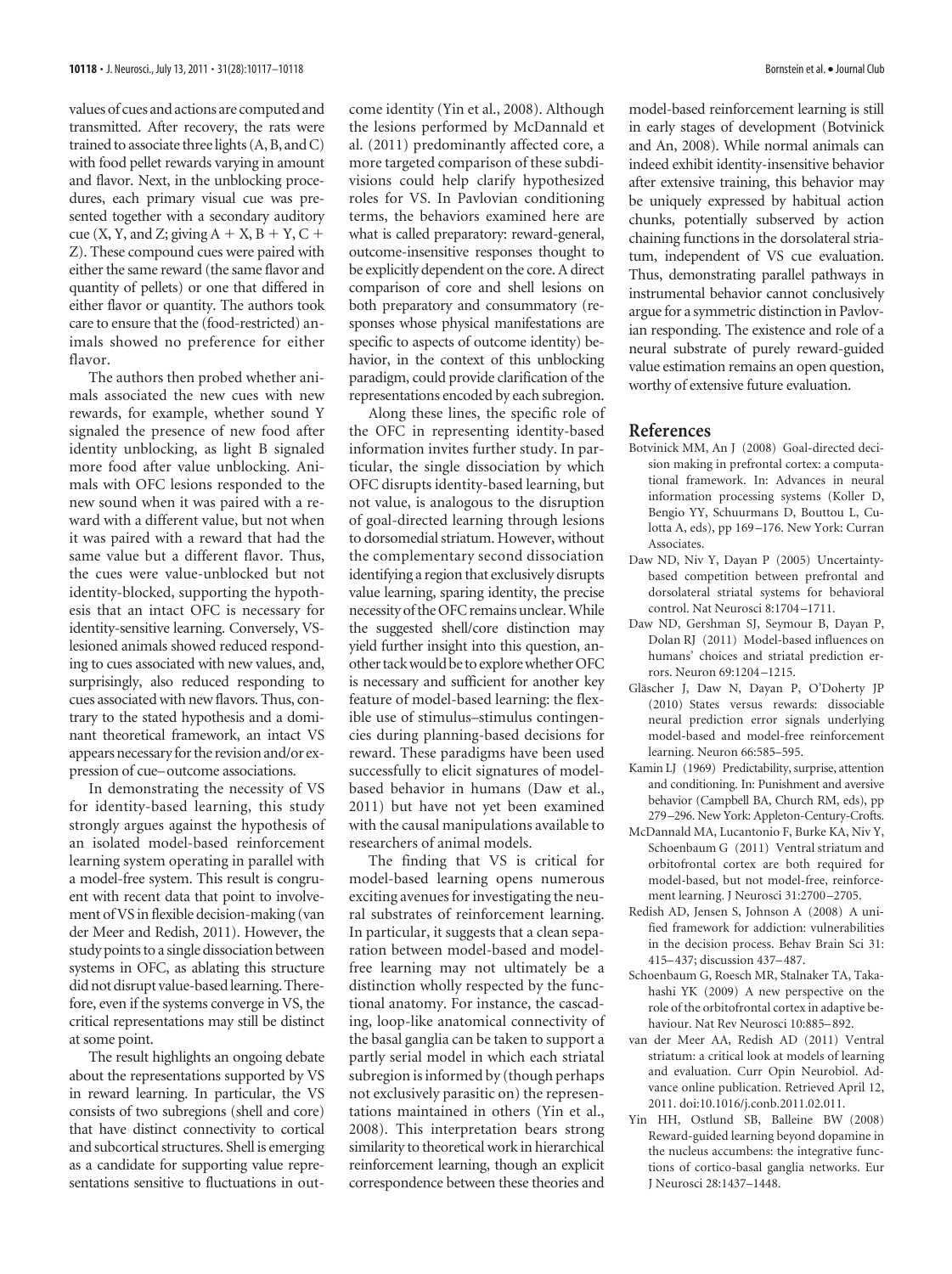values of cues and actions are computed and transmitted. After recovery, the rats were trained to associate three lights (A, B, and C) with food pellet rewards varying in amount and flavor. Next, in the unblocking procedures, each primary visual cue was presented together with a secondary auditory cue (X, Y, and Z; giving A + X, B + Y, C + Z). These compound cues were paired with either the same reward (the same flavor and quantity of pellets) or one that differed in either flavor or quantity. The authors took care to ensure that the (food-restricted) animals showed no preference for either flavor.

The authors then probed whether animals associated the new cues with new rewards, for example, whether sound Y signaled the presence of new food after identity unblocking, as light B signaled more food after value unblocking. Animals with OFC lesions responded to the new sound when it was paired with a reward with a different value, but not when it was paired with a reward that had the same value but a different flavor. Thus, the cues were value-unblocked but not identity-blocked, supporting the hypothesis that an intact OFC is necessary for identity-sensitive learning. Conversely, VS-lesioned animals showed reduced responding to cues associated with new values, and, surprisingly, also reduced responding to cues associated with new flavors. Thus, contrary to the stated hypothesis and a dominant theoretical framework, an intact VS appears necessary for the revision and/or expression of cue–outcome associations.

In demonstrating the necessity of VS for identity-based learning, this study strongly argues against the hypothesis of an isolated model-based reinforcement learning system operating in parallel with a model-free system. This result is congruent with recent data that point to involvement of VS in flexible decision-making (van der Meer and Redish, 2011). However, the study points to a single dissociation between systems in OFC, as ablating this structure did not disrupt value-based learning. Therefore, even if the systems converge in VS, the critical representations may still be distinct at some point.

The result highlights an ongoing debate about the representations supported by VS in reward learning. In particular, the VS consists of two subregions (shell and core) that have distinct connectivity to cortical and subcortical structures. Shell is emerging as a candidate for supporting value representations sensitive to fluctuations in outcome identity (Yin et al., 2008). Although the lesions performed by McDannald et al. (2011) predominantly affected core, a more targeted comparison of these subdivisions could help clarify hypothesized roles for VS. In Pavlovian conditioning terms, the behaviors examined here are what is called preparatory: reward-general, outcome-insensitive responses thought to be explicitly dependent on the core. A direct comparison of core and shell lesions on both preparatory and consummatory (responses whose physical manifestations are specific to aspects of outcome identity) behavior, in the context of this unblocking paradigm, could provide clarification of the representations encoded by each subregion.

Along these lines, the specific role of the OFC in representing identity-based information invites further study. In particular, the single dissociation by which OFC disrupts identity-based learning, but not value, is analogous to the disruption of goal-directed learning through lesions to dorsomedial striatum. However, without the complementary second dissociation identifying a region that exclusively disrupts value learning, sparing identity, the precise necessity of the OFC remains unclear. While the suggested shell/core distinction may yield further insight into this question, another tack would be to explore whether OFC is necessary and sufficient for another key feature of model-based learning: the flexible use of stimulus–stimulus contingencies during planning-based decisions for reward. These paradigms have been used successfully to elicit signatures of model-based behavior in humans (Daw et al., 2011) but have not yet been examined with the causal manipulations available to researchers of animal models.

The finding that VS is critical for model-based learning opens numerous exciting avenues for investigating the neural substrates of reinforcement learning. In particular, it suggests that a clean separation between model-based and model-free learning may not ultimately be a distinction wholly respected by the functional anatomy. For instance, the cascading, loop-like anatomical connectivity of the basal ganglia can be taken to support a partly serial model in which each striatal subregion is informed by (though perhaps not exclusively parasitic on) the representations maintained in others (Yin et al., 2008). This interpretation bears strong similarity to theoretical work in hierarchical reinforcement learning, though an explicit correspondence between these theories and model-based reinforcement learning is still in early stages of development (Botvinick and An, 2008). While normal animals can indeed exhibit identity-insensitive behavior after extensive training, this behavior may be uniquely expressed by habitual action chunks, potentially subserved by action chaining functions in the dorsolateral striatum, independent of VS cue evaluation. Thus, demonstrating parallel pathways in instrumental behavior cannot conclusively argue for a symmetric distinction in Pavlovian responding. The existence and role of a neural substrate of purely reward-guided value estimation remains an open question, worthy of extensive future evaluation.

## References

- Botvinick MM, An J (2008) Goal-directed decision making in prefrontal cortex: a computational framework. In: Advances in neural information processing systems (Koller D, Bengio YY, Schuurmans D, Bouttou L, Culotta A, eds), pp 169–176. New York: Curran Associates.
- Daw ND, Niv Y, Dayan P (2005) Uncertainty-based competition between prefrontal and dorsolateral striatal systems for behavioral control. Nat Neurosci 8:1704–1711.
- Daw ND, Gershman SJ, Seymour B, Dayan P, Dolan RJ (2011) Model-based influences on humans' choices and striatal prediction errors. Neuron 69:1204–1215.
- Gläscher J, Daw N, Dayan P, O'Doherty JP (2010) States versus rewards: dissociable neural prediction error signals underlying model-based and model-free reinforcement learning. Neuron 66:585–595.
- Kamin LJ (1969) Predictability, surprise, attention and conditioning. In: Punishment and aversive behavior (Campbell BA, Church RM, eds), pp 279–296. New York: Appleton-Century-Crofts.
- McDannald MA, Lucantonio F, Burke KA, Niv Y, Schoenbaum G (2011) Ventral striatum and orbitofrontal cortex are both required for model-based, but not model-free, reinforcement learning. J Neurosci 31:2700–2705.
- Redish AD, Jensen S, Johnson A (2008) A unified framework for addiction: vulnerabilities in the decision process. Behav Brain Sci 31: 415–437; discussion 437–487.
- Schoenbaum G, Roesch MR, Stalnaker TA, Takahashi YK (2009) A new perspective on the role of the orbitofrontal cortex in adaptive behaviour. Nat Rev Neurosci 10:885–892.
- van der Meer AA, Redish AD (2011) Ventral striatum: a critical look at models of learning and evaluation. Curr Opin Neurobiol. Advance online publication. Retrieved April 12, 2011. doi:10.1016/j.conb.2011.02.011.
- Yin HH, Ostlund SB, Balleine BW (2008) Reward-guided learning beyond dopamine in the nucleus accumbens: the integrative functions of cortico-basal ganglia networks. Eur J Neurosci 28:1437–1448.